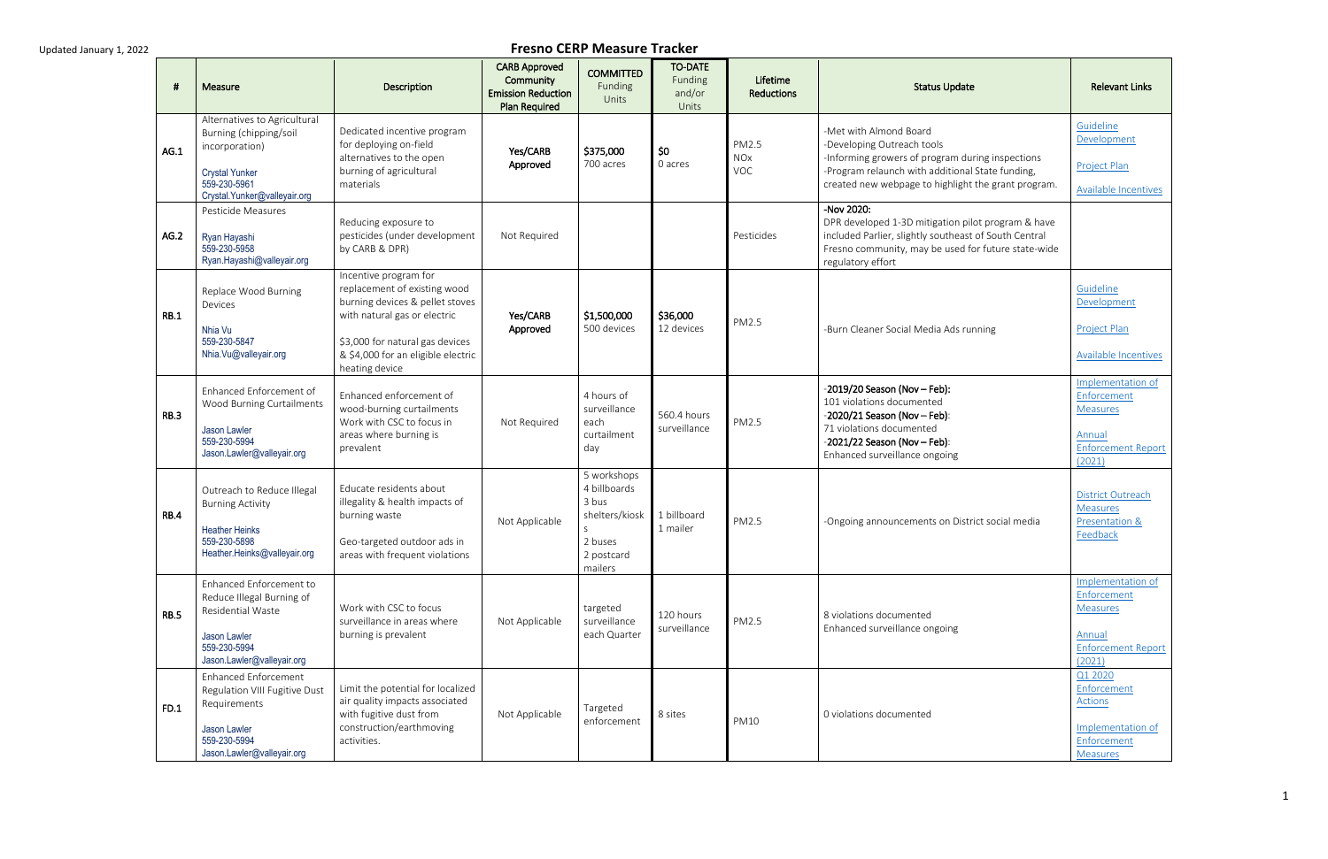Updated January 1, 2022

# Fresno CERP Measure Tracker

| # | Measure | Description | CARB Approved Community Emission Reduction Plan Required | COMMITTED Funding Units | TO-DATE Funding and/or Units | Lifetime Reductions | Status Update | Relevant Links |
|---|---|---|---|---|---|---|---|---|
| AG.1 | Alternatives to Agricultural Burning (chipping/soil incorporation)<br><br>Crystal Yunker<br>559-230-5961<br>Crystal.Yunker@valleyair.org | Dedicated incentive program for deploying on-field alternatives to the open burning of agricultural materials | Yes/CARB Approved | $375,000<br>700 acres | $0<br>0 acres | PM2.5<br>NOx<br>VOC | -Met with Almond Board<br>-Developing Outreach tools<br>-Informing growers of program during inspections<br>-Program relaunch with additional State funding, created new webpage to highlight the grant program. | Guideline Development<br><br>Project Plan<br><br>Available Incentives |
| AG.2 | Pesticide Measures<br><br>Ryan Hayashi<br>559-230-5958<br>Ryan.Hayashi@valleyair.org | Reducing exposure to pesticides (under development by CARB & DPR) | Not Required | | | Pesticides | -Nov 2020:<br>DPR developed 1-3D mitigation pilot program & have included Parlier, slightly southeast of South Central Fresno community, may be used for future state-wide regulatory effort | |
| RB.1 | Replace Wood Burning Devices<br><br>Nhia Vu<br>559-230-5847<br>Nhia.Vu@valleyair.org | Incentive program for replacement of existing wood burning devices & pellet stoves with natural gas or electric<br><br>$3,000 for natural gas devices & $4,000 for an eligible electric heating device | Yes/CARB Approved | $1,500,000<br>500 devices | $36,000<br>12 devices | PM2.5 | -Burn Cleaner Social Media Ads running | Guideline Development<br><br>Project Plan<br><br>Available Incentives |
| RB.3 | Enhanced Enforcement of Wood Burning Curtailments<br><br>Jason Lawler<br>559-230-5994<br>Jason.Lawler@valleyair.org | Enhanced enforcement of wood-burning curtailments Work with CSC to focus in areas where burning is prevalent | Not Required | 4 hours of surveillance each curtailment day | 560.4 hours surveillance | PM2.5 | -2019/20 Season (Nov – Feb):<br>101 violations documented<br>-2020/21 Season (Nov – Feb):<br>71 violations documented<br>-2021/22 Season (Nov – Feb):<br>Enhanced surveillance ongoing | Implementation of Enforcement Measures<br><br>Annual Enforcement Report (2021) |
| RB.4 | Outreach to Reduce Illegal Burning Activity<br><br>Heather Heinks<br>559-230-5898<br>Heather.Heinks@valleyair.org | Educate residents about illegality & health impacts of burning waste<br><br>Geo-targeted outdoor ads in areas with frequent violations | Not Applicable | 5 workshops<br>4 billboards<br>3 bus shelters/kiosks<br>2 buses<br>2 postcard mailers | 1 billboard<br>1 mailer | PM2.5 | -Ongoing announcements on District social media | District Outreach Measures Presentation & Feedback |
| RB.5 | Enhanced Enforcement to Reduce Illegal Burning of Residential Waste<br><br>Jason Lawler<br>559-230-5994<br>Jason.Lawler@valleyair.org | Work with CSC to focus surveillance in areas where burning is prevalent | Not Applicable | targeted surveillance each Quarter | 120 hours surveillance | PM2.5 | 8 violations documented<br>Enhanced surveillance ongoing | Implementation of Enforcement Measures<br><br>Annual Enforcement Report (2021) |
| FD.1 | Enhanced Enforcement Regulation VIII Fugitive Dust Requirements<br><br>Jason Lawler<br>559-230-5994<br>Jason.Lawler@valleyair.org | Limit the potential for localized air quality impacts associated with fugitive dust from construction/earthmoving activities. | Not Applicable | Targeted enforcement | 8 sites | PM10 | 0 violations documented | Q1 2020 Enforcement Actions<br><br>Implementation of Enforcement Measures |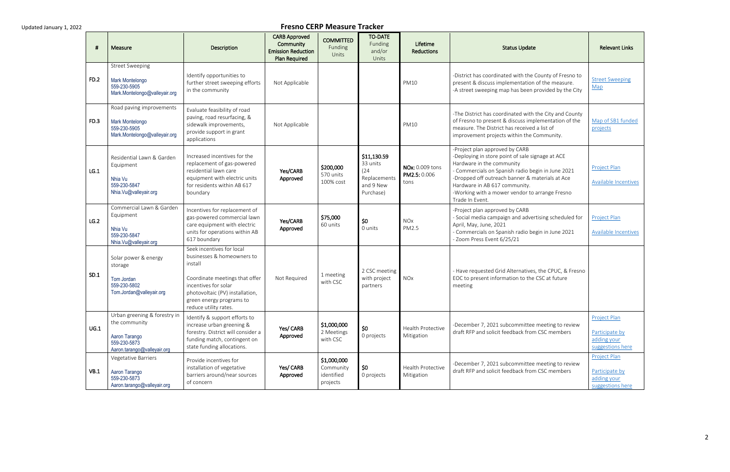Updated January 1, 2022

# Fresno CERP Measure Tracker

| # | Measure | Description | CARB Approved Community Emission Reduction Plan Required | COMMITTED Funding Units | TO-DATE Funding and/or Units | Lifetime Reductions | Status Update | Relevant Links |
|---|---|---|---|---|---|---|---|---|
| FD.2 | Street Sweeping<br>Mark Montelongo<br>559-230-5905<br>Mark.Montelongo@valleyair.org | Identify opportunities to further street sweeping efforts in the community | Not Applicable | | | PM10 | -District has coordinated with the County of Fresno to present & discuss implementation of the measure.<br>-A street sweeping map has been provided by the City | Street Sweeping Map |
| FD.3 | Road paving improvements<br>Mark Montelongo<br>559-230-5905<br>Mark.Montelongo@valleyair.org | Evaluate feasibility of road paving, road resurfacing, & sidewalk improvements, provide support in grant applications | Not Applicable | | | PM10 | -The District has coordinated with the City and County of Fresno to present & discuss implementation of the measure. The District has received a list of improvement projects within the Community. | Map of SB1 funded projects |
| LG.1 | Residential Lawn & Garden Equipment<br>Nhia Vu<br>559-230-5847<br>Nhia.Vu@valleyair.org | Increased incentives for the replacement of gas-powered residential lawn care equipment with electric units for residents within AB 617 boundary | **Yes/CARB Approved** | **$200,000**<br>570 units<br>100% cost | **$11,130.59**<br>33 units<br>(24 Replacements and 9 New Purchase) | **NOx:** 0.009 tons<br>**PM2.5:** 0.006 tons | -Project plan approved by CARB<br>-Deploying in store point of sale signage at ACE Hardware in the community<br>- Commercials on Spanish radio begin in June 2021<br>-Dropped off outreach banner & materials at Ace Hardware in AB 617 community.<br>-Working with a mower vendor to arrange Fresno Trade In Event. | Project Plan<br>Available Incentives |
| LG.2 | Commercial Lawn & Garden Equipment<br>Nhia Vu<br>559-230-5847<br>Nhia.Vu@valleyair.org | Incentives for replacement of gas-powered commercial lawn care equipment with electric units for operations within AB 617 boundary | **Yes/CARB Approved** | **$75,000**<br>60 units | **$0**<br>0 units | NOx<br>PM2.5 | -Project plan approved by CARB<br>- Social media campaign and advertising scheduled for April, May, June, 2021<br>- Commercials on Spanish radio begin in June 2021<br>- Zoom Press Event 6/25/21 | Project Plan<br>Available Incentives |
| SD.1 | Solar power & energy storage<br>Tom Jordan<br>559-230-5802<br>Tom.Jordan@valleyair.org | Seek incentives for local businesses & homeowners to install<br>Coordinate meetings that offer incentives for solar photovoltaic (PV) installation, green energy programs to reduce utility rates. | Not Required | 1 meeting with CSC | 2 CSC meeting with project partners | NOx | - Have requested Grid Alternatives, the CPUC, & Fresno EOC to present information to the CSC at future meeting | |
| UG.1 | Urban greening & forestry in the community<br>Aaron Tarango<br>559-230-5873<br>Aaron.tarango@valleyair.org | Identify & support efforts to increase urban greening & forestry. District will consider a funding match, contingent on state funding allocations. | **Yes/ CARB Approved** | **$1,000,000**<br>2 Meetings with CSC | **$0**<br>0 projects | Health Protective Mitigation | -December 7, 2021 subcommittee meeting to review draft RFP and solicit feedback from CSC members | Project Plan<br>Participate by adding your suggestions here |
| VB.1 | Vegetative Barriers<br>Aaron Tarango<br>559-230-5873<br>Aaron.tarango@valleyair.org | Provide incentives for installation of vegetative barriers around/near sources of concern | **Yes/ CARB Approved** | **$1,000,000**<br>Community identified projects | **$0**<br>0 projects | Health Protective Mitigation | -December 7, 2021 subcommittee meeting to review draft RFP and solicit feedback from CSC members | Project Plan<br>Participate by adding your suggestions here |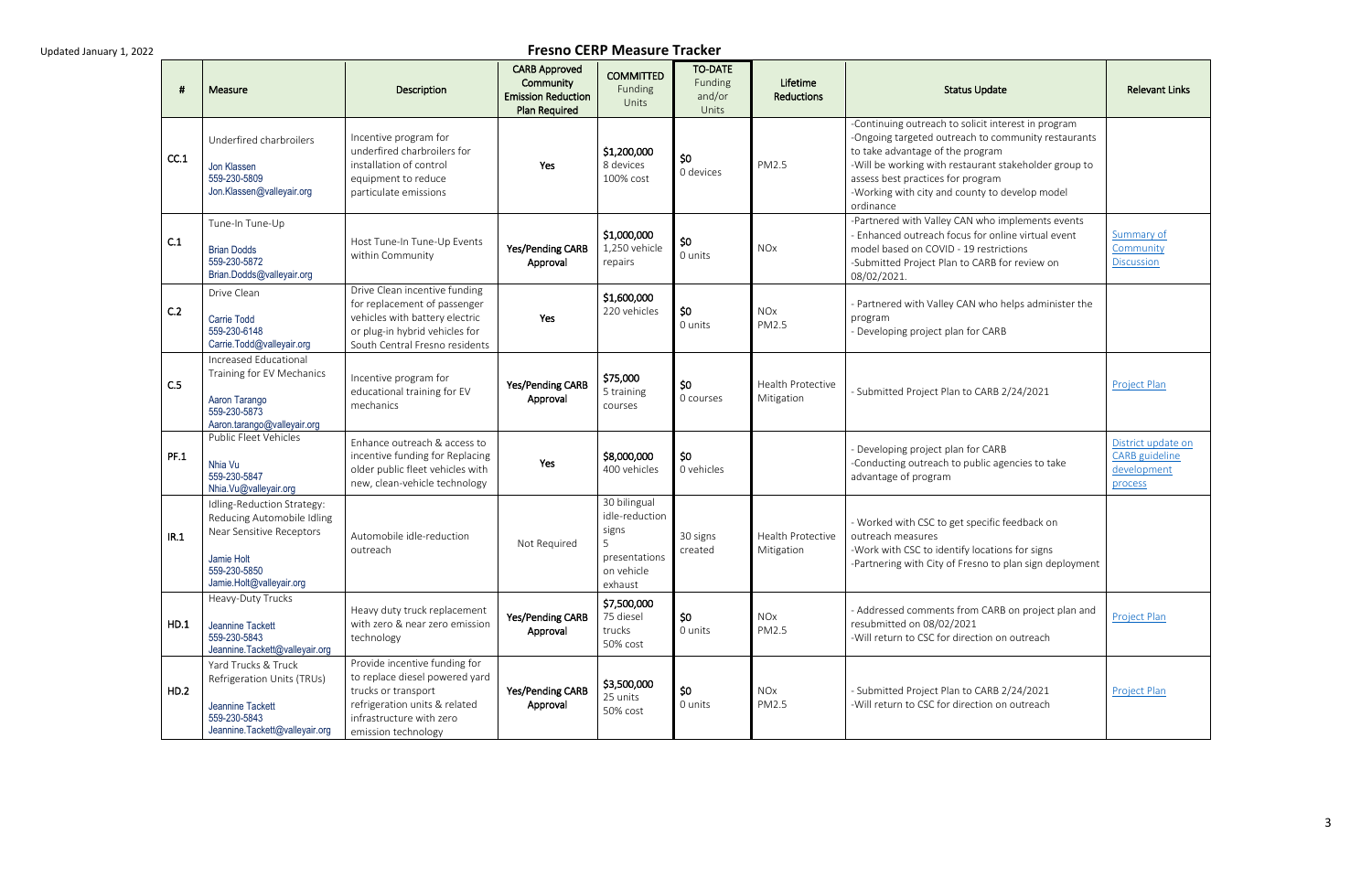Updated January 1, 2022

# Fresno CERP Measure Tracker

| # | Measure | Description | CARB Approved Community Emission Reduction Plan Required | COMMITTED Funding Units | TO-DATE Funding and/or Units | Lifetime Reductions | Status Update | Relevant Links |
|---|---|---|---|---|---|---|---|---|
| CC.1 | Underfired charbroilers<br>Jon Klassen<br>559-230-5809<br>Jon.Klassen@valleyair.org | Incentive program for underfired charbroilers for installation of control equipment to reduce particulate emissions | Yes | **$1,200,000**<br>8 devices<br>100% cost | **$0**<br>0 devices | PM2.5 | -Continuing outreach to solicit interest in program<br>-Ongoing targeted outreach to community restaurants to take advantage of the program<br>-Will be working with restaurant stakeholder group to assess best practices for program<br>-Working with city and county to develop model ordinance | |
| C.1 | Tune-In Tune-Up<br>Brian Dodds<br>559-230-5872<br>Brian.Dodds@valleyair.org | Host Tune-In Tune-Up Events within Community | **Yes/Pending CARB Approval** | **$1,000,000**<br>1,250 vehicle repairs | **$0**<br>0 units | NOx | -Partnered with Valley CAN who implements events<br>- Enhanced outreach focus for online virtual event model based on COVID - 19 restrictions<br>-Submitted Project Plan to CARB for review on 08/02/2021. | Summary of Community Discussion |
| C.2 | Drive Clean<br>Carrie Todd<br>559-230-6148<br>Carrie.Todd@valleyair.org | Drive Clean incentive funding for replacement of passenger vehicles with battery electric or plug-in hybrid vehicles for South Central Fresno residents | Yes | **$1,600,000**<br>220 vehicles | **$0**<br>0 units | NOx<br>PM2.5 | - Partnered with Valley CAN who helps administer the program<br>- Developing project plan for CARB | |
| C.5 | Increased Educational Training for EV Mechanics<br>Aaron Tarango<br>559-230-5873<br>Aaron.tarango@valleyair.org | Incentive program for educational training for EV mechanics | **Yes/Pending CARB Approval** | **$75,000**<br>5 training courses | **$0**<br>0 courses | Health Protective Mitigation | - Submitted Project Plan to CARB 2/24/2021 | Project Plan |
| PF.1 | Public Fleet Vehicles<br>Nhia Vu<br>559-230-5847<br>Nhia.Vu@valleyair.org | Enhance outreach & access to incentive funding for Replacing older public fleet vehicles with new, clean-vehicle technology | Yes | **$8,000,000**<br>400 vehicles | **$0**<br>0 vehicles | | - Developing project plan for CARB<br>-Conducting outreach to public agencies to take advantage of program | District update on CARB guideline development process |
| IR.1 | Idling-Reduction Strategy: Reducing Automobile Idling Near Sensitive Receptors<br>Jamie Holt<br>559-230-5850<br>Jamie.Holt@valleyair.org | Automobile idle-reduction outreach | Not Required | 30 bilingual idle-reduction signs<br>5 presentations on vehicle exhaust | 30 signs created | Health Protective Mitigation | - Worked with CSC to get specific feedback on outreach measures<br>-Work with CSC to identify locations for signs<br>-Partnering with City of Fresno to plan sign deployment | |
| HD.1 | Heavy-Duty Trucks<br>Jeannine Tackett<br>559-230-5843<br>Jeannine.Tackett@valleyair.org | Heavy duty truck replacement with zero & near zero emission technology | **Yes/Pending CARB Approval** | **$7,500,000**<br>75 diesel trucks<br>50% cost | **$0**<br>0 units | NOx<br>PM2.5 | - Addressed comments from CARB on project plan and resubmitted on 08/02/2021<br>-Will return to CSC for direction on outreach | Project Plan |
| HD.2 | Yard Trucks & Truck Refrigeration Units (TRUs)<br>Jeannine Tackett<br>559-230-5843<br>Jeannine.Tackett@valleyair.org | Provide incentive funding for to replace diesel powered yard trucks or transport refrigeration units & related infrastructure with zero emission technology | **Yes/Pending CARB Approval** | **$3,500,000**<br>25 units<br>50% cost | **$0**<br>0 units | NOx<br>PM2.5 | - Submitted Project Plan to CARB 2/24/2021<br>-Will return to CSC for direction on outreach | Project Plan |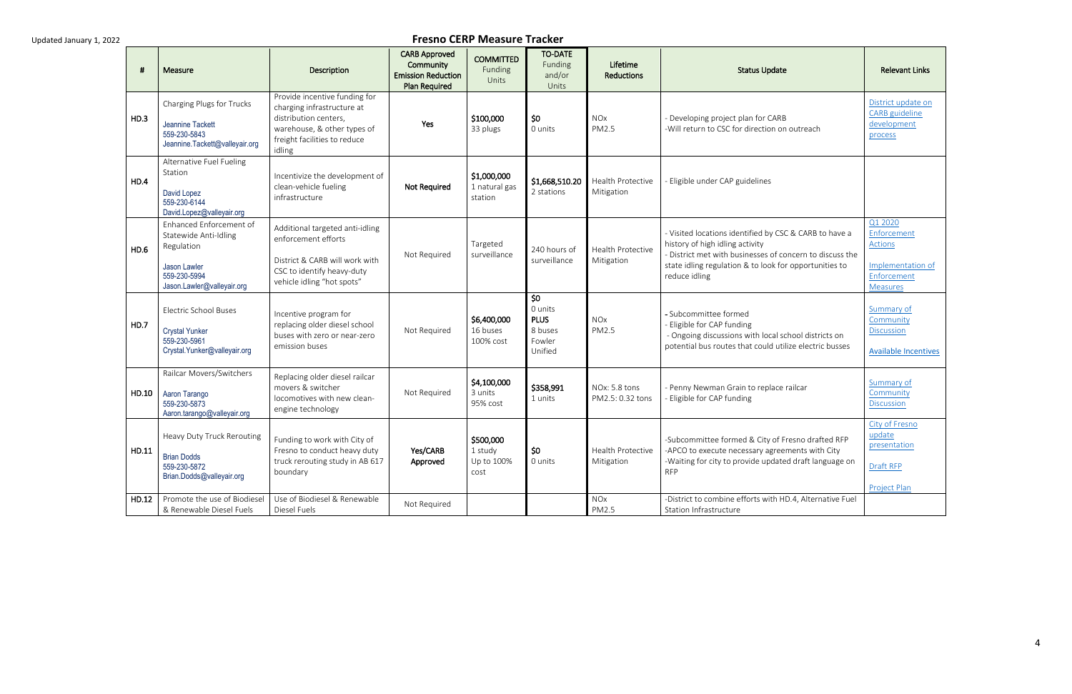Updated January 1, 2022

# Fresno CERP Measure Tracker

| # | Measure | Description | CARB Approved Community Emission Reduction Plan Required | COMMITTED Funding Units | TO-DATE Funding and/or Units | Lifetime Reductions | Status Update | Relevant Links |
|---|---|---|---|---|---|---|---|---|
| HD.3 | Charging Plugs for Trucks<br>Jeannine Tackett<br>559-230-5843<br>Jeannine.Tackett@valleyair.org | Provide incentive funding for charging infrastructure at distribution centers, warehouse, & other types of freight facilities to reduce idling | Yes | $100,000<br>33 plugs | $0<br>0 units | NOx<br>PM2.5 | - Developing project plan for CARB<br>-Will return to CSC for direction on outreach | District update on CARB guideline development process |
| HD.4 | Alternative Fuel Fueling Station<br>David Lopez<br>559-230-6144<br>David.Lopez@valleyair.org | Incentivize the development of clean-vehicle fueling infrastructure | Not Required | $1,000,000<br>1 natural gas station | $1,668,510.20<br>2 stations | Health Protective Mitigation | - Eligible under CAP guidelines | |
| HD.6 | Enhanced Enforcement of Statewide Anti-Idling Regulation<br>Jason Lawler<br>559-230-5994<br>Jason.Lawler@valleyair.org | Additional targeted anti-idling enforcement efforts<br>District & CARB will work with CSC to identify heavy-duty vehicle idling "hot spots" | Not Required | Targeted surveillance | 240 hours of surveillance | Health Protective Mitigation | - Visited locations identified by CSC & CARB to have a history of high idling activity<br>- District met with businesses of concern to discuss the state idling regulation & to look for opportunities to reduce idling | Q1 2020 Enforcement Actions<br>Implementation of Enforcement Measures |
| HD.7 | Electric School Buses<br>Crystal Yunker<br>559-230-5961<br>Crystal.Yunker@valleyair.org | Incentive program for replacing older diesel school buses with zero or near-zero emission buses | Not Required | $6,400,000<br>16 buses<br>100% cost | $0<br>0 units<br>**PLUS**<br>8 buses<br>Fowler Unified | NOx<br>PM2.5 | - Subcommittee formed<br>- Eligible for CAP funding<br>- Ongoing discussions with local school districts on potential bus routes that could utilize electric busses | Summary of Community Discussion<br>Available Incentives |
| HD.10 | Railcar Movers/Switchers<br>Aaron Tarango<br>559-230-5873<br>Aaron.tarango@valleyair.org | Replacing older diesel railcar movers & switcher locomotives with new clean-engine technology | Not Required | $4,100,000<br>3 units<br>95% cost | $358,991<br>1 units | NOx: 5.8 tons<br>PM2.5: 0.32 tons | - Penny Newman Grain to replace railcar<br>- Eligible for CAP funding | Summary of Community Discussion |
| HD.11 | Heavy Duty Truck Rerouting<br>Brian Dodds<br>559-230-5872<br>Brian.Dodds@valleyair.org | Funding to work with City of Fresno to conduct heavy duty truck rerouting study in AB 617 boundary | Yes/CARB Approved | $500,000<br>1 study<br>Up to 100% cost | $0<br>0 units | Health Protective Mitigation | -Subcommittee formed & City of Fresno drafted RFP<br>-APCO to execute necessary agreements with City<br>-Waiting for city to provide updated draft language on RFP | City of Fresno update presentation<br>Draft RFP<br>Project Plan |
| HD.12 | Promote the use of Biodiesel & Renewable Diesel Fuels | Use of Biodiesel & Renewable Diesel Fuels | Not Required | | | NOx<br>PM2.5 | -District to combine efforts with HD.4, Alternative Fuel Station Infrastructure | |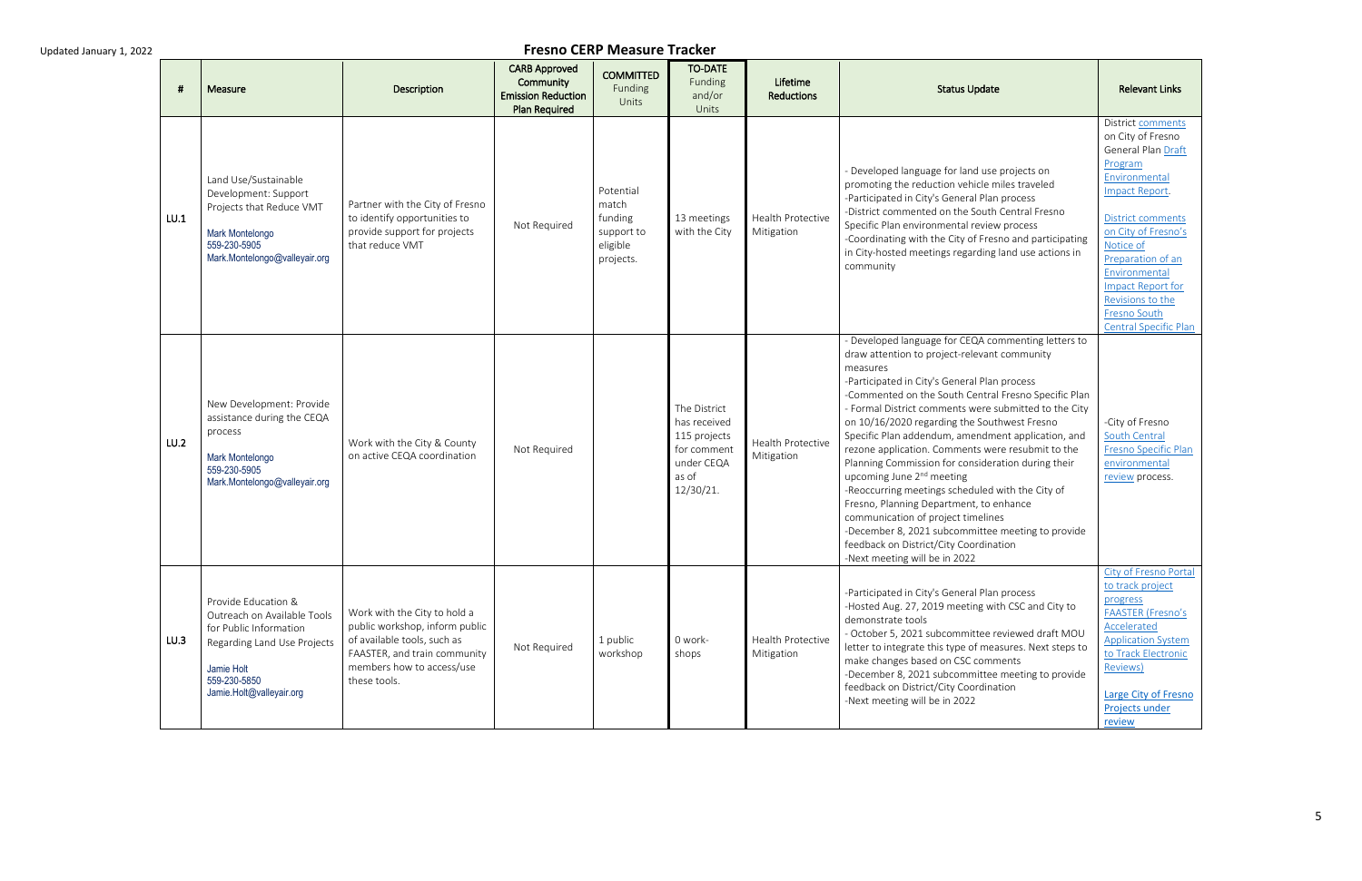Updated January 1, 2022

# Fresno CERP Measure Tracker

| # | Measure | Description | CARB Approved Community Emission Reduction Plan Required | COMMITTED Funding Units | TO-DATE Funding and/or Units | Lifetime Reductions | Status Update | Relevant Links |
|---|---|---|---|---|---|---|---|---|
| LU.1 | Land Use/Sustainable Development: Support Projects that Reduce VMT<br>Mark Montelongo<br>559-230-5905<br>Mark.Montelongo@valleyair.org | Partner with the City of Fresno to identify opportunities to provide support for projects that reduce VMT | Not Required | Potential match funding support to eligible projects. | 13 meetings with the City | Health Protective Mitigation | - Developed language for land use projects on promoting the reduction vehicle miles traveled<br>-Participated in City's General Plan process<br>-District commented on the South Central Fresno Specific Plan environmental review process<br>-Coordinating with the City of Fresno and participating in City-hosted meetings regarding land use actions in community | District comments on City of Fresno General Plan Draft Program Environmental Impact Report.<br><br>District comments on City of Fresno's Notice of Preparation of an Environmental Impact Report for Revisions to the Fresno South Central Specific Plan |
| LU.2 | New Development: Provide assistance during the CEQA process<br>Mark Montelongo<br>559-230-5905<br>Mark.Montelongo@valleyair.org | Work with the City & County on active CEQA coordination | Not Required | | The District has received 115 projects for comment under CEQA as of 12/30/21. | Health Protective Mitigation | - Developed language for CEQA commenting letters to draw attention to project-relevant community measures<br>-Participated in City's General Plan process<br>-Commented on the South Central Fresno Specific Plan<br>- Formal District comments were submitted to the City on 10/16/2020 regarding the Southwest Fresno Specific Plan addendum, amendment application, and rezone application. Comments were resubmit to the Planning Commission for consideration during their upcoming June 2nd meeting<br>-Reoccurring meetings scheduled with the City of Fresno, Planning Department, to enhance communication of project timelines<br>-December 8, 2021 subcommittee meeting to provide feedback on District/City Coordination<br>-Next meeting will be in 2022 | -City of Fresno South Central Fresno Specific Plan environmental review process. |
| LU.3 | Provide Education & Outreach on Available Tools for Public Information Regarding Land Use Projects<br>Jamie Holt<br>559-230-5850<br>Jamie.Holt@valleyair.org | Work with the City to hold a public workshop, inform public of available tools, such as FAASTER, and train community members how to access/use these tools. | Not Required | 1 public workshop | 0 work-shops | Health Protective Mitigation | -Participated in City's General Plan process<br>-Hosted Aug. 27, 2019 meeting with CSC and City to demonstrate tools<br>- October 5, 2021 subcommittee reviewed draft MOU letter to integrate this type of measures. Next steps to make changes based on CSC comments<br>-December 8, 2021 subcommittee meeting to provide feedback on District/City Coordination<br>-Next meeting will be in 2022 | City of Fresno Portal to track project progress<br>FAASTER (Fresno's Accelerated Application System to Track Electronic Reviews)<br><br>Large City of Fresno Projects under review |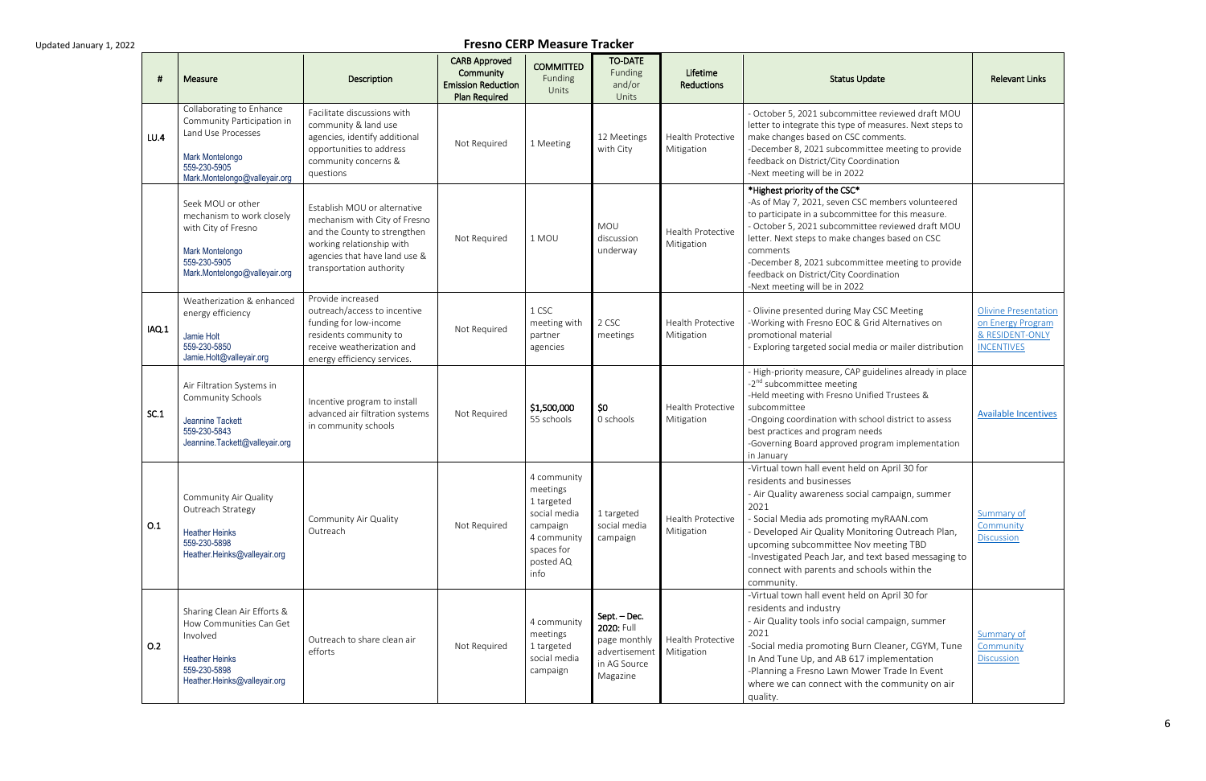Updated January 1, 2022

## Fresno CERP Measure Tracker

| # | Measure | Description | CARB Approved Community Emission Reduction Plan Required | COMMITTED Funding Units | TO-DATE Funding and/or Units | Lifetime Reductions | Status Update | Relevant Links |
|---|---|---|---|---|---|---|---|---|
| LU.4 | Collaborating to Enhance Community Participation in Land Use Processes<br>Mark Montelongo<br>559-230-5905<br>Mark.Montelongo@valleyair.org | Facilitate discussions with community & land use agencies, identify additional opportunities to address community concerns & questions | Not Required | 1 Meeting | 12 Meetings with City | Health Protective Mitigation | - October 5, 2021 subcommittee reviewed draft MOU letter to integrate this type of measures. Next steps to make changes based on CSC comments.<br>-December 8, 2021 subcommittee meeting to provide feedback on District/City Coordination<br>-Next meeting will be in 2022 | |
| | Seek MOU or other mechanism to work closely with City of Fresno<br>Mark Montelongo<br>559-230-5905<br>Mark.Montelongo@valleyair.org | Establish MOU or alternative mechanism with City of Fresno and the County to strengthen working relationship with agencies that have land use & transportation authority | Not Required | 1 MOU | MOU discussion underway | Health Protective Mitigation | **\*Highest priority of the CSC\***<br>-As of May 7, 2021, seven CSC members volunteered to participate in a subcommittee for this measure.<br>- October 5, 2021 subcommittee reviewed draft MOU letter. Next steps to make changes based on CSC comments<br>-December 8, 2021 subcommittee meeting to provide feedback on District/City Coordination<br>-Next meeting will be in 2022 | |
| IAQ.1 | Weatherization & enhanced energy efficiency<br>Jamie Holt<br>559-230-5850<br>Jamie.Holt@valleyair.org | Provide increased outreach/access to incentive funding for low-income residents community to receive weatherization and energy efficiency services. | Not Required | 1 CSC meeting with partner agencies | 2 CSC meetings | Health Protective Mitigation | - Olivine presented during May CSC Meeting<br>-Working with Fresno EOC & Grid Alternatives on promotional material<br>- Exploring targeted social media or mailer distribution | Olivine Presentation on Energy Program & RESIDENT-ONLY INCENTIVES |
| SC.1 | Air Filtration Systems in Community Schools<br>Jeannine Tackett<br>559-230-5843<br>Jeannine.Tackett@valleyair.org | Incentive program to install advanced air filtration systems in community schools | Not Required | **$1,500,000**<br>55 schools | **$0**<br>0 schools | Health Protective Mitigation | - High-priority measure, CAP guidelines already in place<br>-2nd subcommittee meeting<br>-Held meeting with Fresno Unified Trustees & subcommittee<br>-Ongoing coordination with school district to assess best practices and program needs<br>-Governing Board approved program implementation in January | Available Incentives |
| O.1 | Community Air Quality Outreach Strategy<br>Heather Heinks<br>559-230-5898<br>Heather.Heinks@valleyair.org | Community Air Quality Outreach | Not Required | 4 community meetings<br>1 targeted social media campaign<br>4 community spaces for posted AQ info | 1 targeted social media campaign | Health Protective Mitigation | -Virtual town hall event held on April 30 for residents and businesses<br>- Air Quality awareness social campaign, summer 2021<br>- Social Media ads promoting myRAAN.com<br>- Developed Air Quality Monitoring Outreach Plan, upcoming subcommittee Nov meeting TBD<br>-Investigated Peach Jar, and text based messaging to connect with parents and schools within the community. | Summary of Community Discussion |
| O.2 | Sharing Clean Air Efforts & How Communities Can Get Involved<br>Heather Heinks<br>559-230-5898<br>Heather.Heinks@valleyair.org | Outreach to share clean air efforts | Not Required | 4 community meetings<br>1 targeted social media campaign | **Sept. – Dec. 2020:** Full page monthly advertisement in AG Source Magazine | Health Protective Mitigation | -Virtual town hall event held on April 30 for residents and industry<br>- Air Quality tools info social campaign, summer 2021<br>-Social media promoting Burn Cleaner, CGYM, Tune In And Tune Up, and AB 617 implementation<br>-Planning a Fresno Lawn Mower Trade In Event where we can connect with the community on air quality. | Summary of Community Discussion |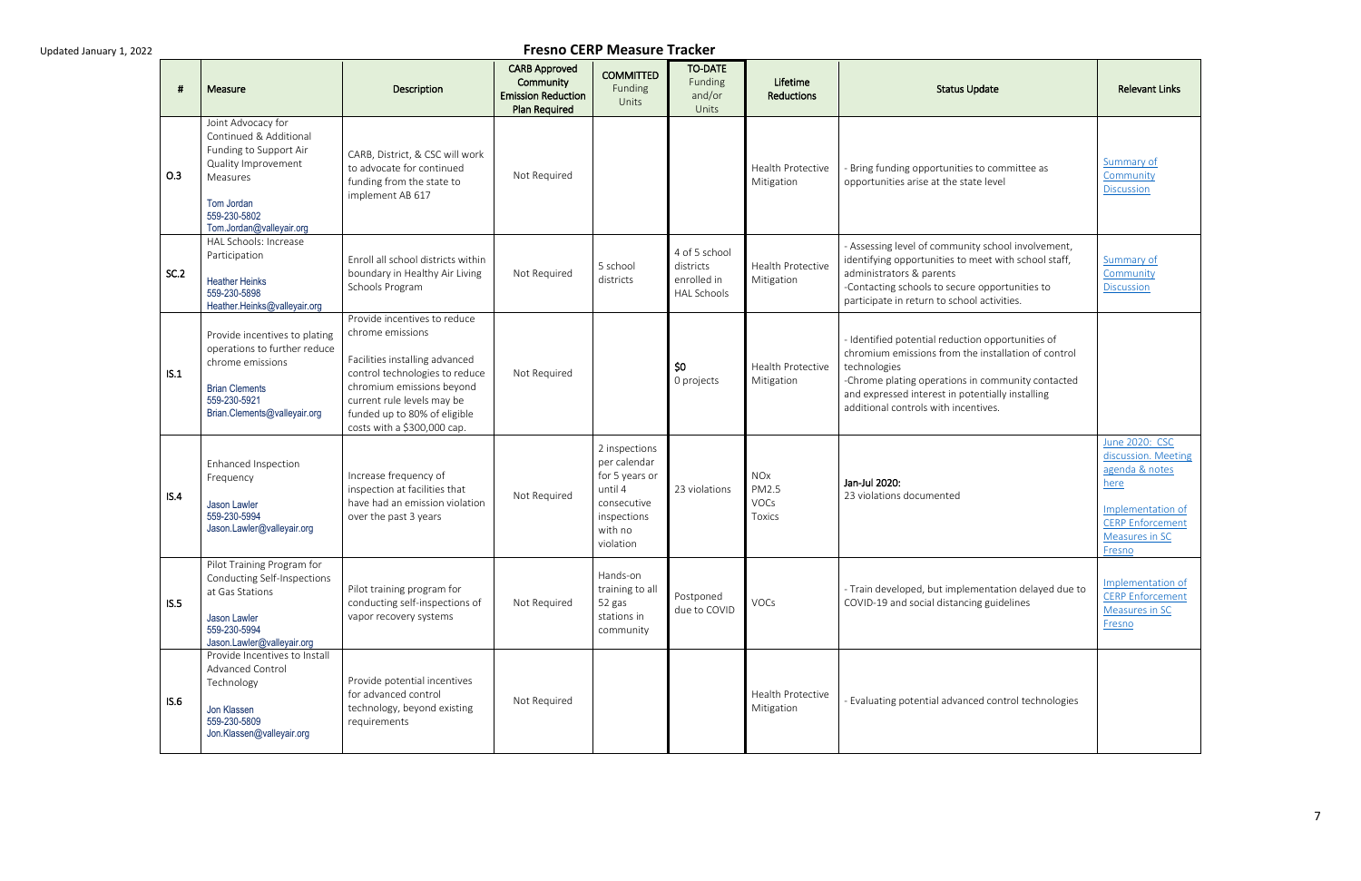Updated January 1, 2022

# Fresno CERP Measure Tracker

| # | Measure | Description | CARB Approved Community Emission Reduction Plan Required | COMMITTED Funding Units | TO-DATE Funding and/or Units | Lifetime Reductions | Status Update | Relevant Links |
|---|---|---|---|---|---|---|---|---|
| O.3 | Joint Advocacy for Continued & Additional Funding to Support Air Quality Improvement Measures<br><br>Tom Jordan<br>559-230-5802<br>Tom.Jordan@valleyair.org | CARB, District, & CSC will work to advocate for continued funding from the state to implement AB 617 | Not Required | | | Health Protective Mitigation | - Bring funding opportunities to committee as opportunities arise at the state level | Summary of Community Discussion |
| SC.2 | HAL Schools: Increase Participation<br><br>Heather Heinks<br>559-230-5898<br>Heather.Heinks@valleyair.org | Enroll all school districts within boundary in Healthy Air Living Schools Program | Not Required | 5 school districts | 4 of 5 school districts enrolled in HAL Schools | Health Protective Mitigation | - Assessing level of community school involvement, identifying opportunities to meet with school staff, administrators & parents<br>-Contacting schools to secure opportunities to participate in return to school activities. | Summary of Community Discussion |
| IS.1 | Provide incentives to plating operations to further reduce chrome emissions<br><br>Brian Clements<br>559-230-5921<br>Brian.Clements@valleyair.org | Provide incentives to reduce chrome emissions<br><br>Facilities installing advanced control technologies to reduce chromium emissions beyond current rule levels may be funded up to 80% of eligible costs with a $300,000 cap. | Not Required | | **$0**<br>0 projects | Health Protective Mitigation | - Identified potential reduction opportunities of chromium emissions from the installation of control technologies<br>-Chrome plating operations in community contacted and expressed interest in potentially installing additional controls with incentives. | |
| IS.4 | Enhanced Inspection Frequency<br><br>Jason Lawler<br>559-230-5994<br>Jason.Lawler@valleyair.org | Increase frequency of inspection at facilities that have had an emission violation over the past 3 years | Not Required | 2 inspections per calendar for 5 years or until 4 consecutive inspections with no violation | 23 violations | NOx<br>PM2.5<br>VOCs<br>Toxics | **Jan-Jul 2020:**<br>23 violations documented | June 2020: CSC discussion. Meeting agenda & notes here<br><br>Implementation of CERP Enforcement Measures in SC Fresno |
| IS.5 | Pilot Training Program for Conducting Self-Inspections at Gas Stations<br><br>Jason Lawler<br>559-230-5994<br>Jason.Lawler@valleyair.org | Pilot training program for conducting self-inspections of vapor recovery systems | Not Required | Hands-on training to all 52 gas stations in community | Postponed due to COVID | VOCs | - Train developed, but implementation delayed due to COVID-19 and social distancing guidelines | Implementation of CERP Enforcement Measures in SC Fresno |
| IS.6 | Provide Incentives to Install Advanced Control Technology<br><br>Jon Klassen<br>559-230-5809<br>Jon.Klassen@valleyair.org | Provide potential incentives for advanced control technology, beyond existing requirements | Not Required | | | Health Protective Mitigation | - Evaluating potential advanced control technologies | |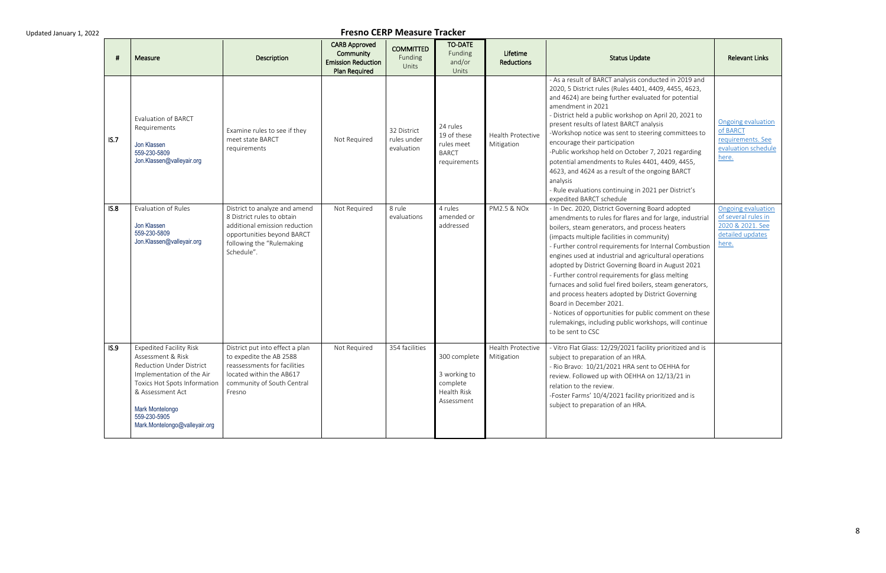Updated January 1, 2022

# Fresno CERP Measure Tracker

| # | Measure | Description | CARB Approved Community Emission Reduction Plan Required | COMMITTED Funding Units | TO-DATE Funding and/or Units | Lifetime Reductions | Status Update | Relevant Links |
|---|---|---|---|---|---|---|---|---|
| IS.7 | Evaluation of BARCT Requirements<br>Jon Klassen<br>559-230-5809<br>Jon.Klassen@valleyair.org | Examine rules to see if they meet state BARCT requirements | Not Required | 32 District rules under evaluation | 24 rules 19 of these rules meet BARCT requirements | Health Protective Mitigation | - As a result of BARCT analysis conducted in 2019 and 2020, 5 District rules (Rules 4401, 4409, 4455, 4623, and 4624) are being further evaluated for potential amendment in 2021<br>- District held a public workshop on April 20, 2021 to present results of latest BARCT analysis<br>-Workshop notice was sent to steering committees to encourage their participation<br>-Public workshop held on October 7, 2021 regarding potential amendments to Rules 4401, 4409, 4455, 4623, and 4624 as a result of the ongoing BARCT analysis<br>- Rule evaluations continuing in 2021 per District's expedited BARCT schedule | Ongoing evaluation of BARCT requirements. See evaluation schedule here. |
| IS.8 | Evaluation of Rules<br>Jon Klassen<br>559-230-5809<br>Jon.Klassen@valleyair.org | District to analyze and amend 8 District rules to obtain additional emission reduction opportunities beyond BARCT following the "Rulemaking Schedule". | Not Required | 8 rule evaluations | 4 rules amended or addressed | PM2.5 & NOx | - In Dec. 2020, District Governing Board adopted amendments to rules for flares and for large, industrial boilers, steam generators, and process heaters (impacts multiple facilities in community)<br>- Further control requirements for Internal Combustion engines used at industrial and agricultural operations adopted by District Governing Board in August 2021<br>- Further control requirements for glass melting furnaces and solid fuel fired boilers, steam generators, and process heaters adopted by District Governing Board in December 2021.<br>- Notices of opportunities for public comment on these rulemakings, including public workshops, will continue to be sent to CSC | Ongoing evaluation of several rules in 2020 & 2021. See detailed updates here. |
| IS.9 | Expedited Facility Risk Assessment & Risk Reduction Under District Implementation of the Air Toxics Hot Spots Information & Assessment Act<br>Mark Montelongo<br>559-230-5905<br>Mark.Montelongo@valleyair.org | District put into effect a plan to expedite the AB 2588 reassessments for facilities located within the AB617 community of South Central Fresno | Not Required | 354 facilities | 300 complete<br>3 working to complete Health Risk Assessment | Health Protective Mitigation | - Vitro Flat Glass: 12/29/2021 facility prioritized and is subject to preparation of an HRA.<br>- Rio Bravo: 10/21/2021 HRA sent to OEHHA for review. Followed up with OEHHA on 12/13/21 in relation to the review.<br>-Foster Farms' 10/4/2021 facility prioritized and is subject to preparation of an HRA. | |